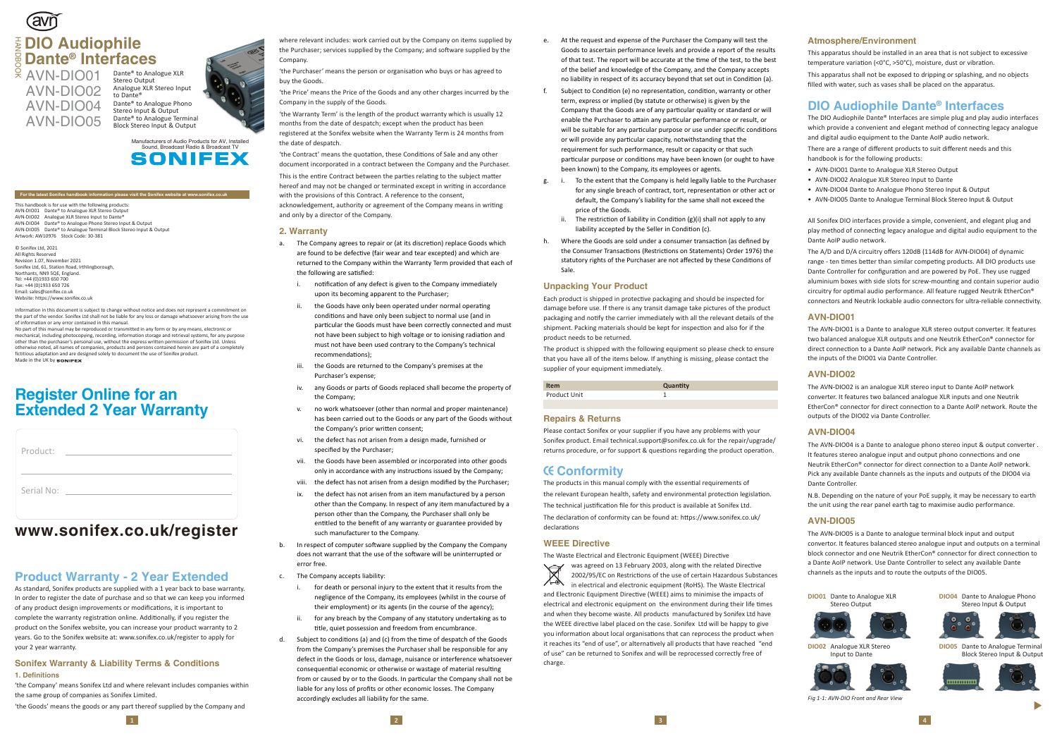# DIO Audiophile Dante® Interfaces

HANDBOOK

AVN-DIO01 Dante® to Analogue XLR Stereo Output

AVN-DIO02 Analogue XLR Stereo Input to Dante®

AVN-DIO04 Dante® to Analogue Phono Stereo Input & Output

AVN-DIO05 Dante® to Analogue Terminal Block Stereo Input & Output

Manufacturers of Audio Products for AV, Installed Sound, Broadcast Radio & Broadcast TV

SONIFEX

For the latest Sonifex handbook information please visit the Sonifex website at www.sonifex.co.uk

This handbook is for use with the following products:
AVN-DIO01 Dante® to Analogue XLR Stereo Output
AVN-DIO02 Analogue XLR Stereo Input to Dante®
AVN-DIO04 Dante® to Analogue Phono Stereo Input & Output
AVN-DIO05 Dante® to Analogue Terminal Block Stereo Input & Output
Artwork: AW10976 Stock Code: 30-381

© Sonifex Ltd, 2021
All Rights Reserved
Revision 1.07, November 2021
Sonifex Ltd, 61, Station Road, Irthlingborough,
Northants, NN9 5QE, England.
Tel: +44 (0)1933 650 700
Fax: +44 (0)1933 650 726
Email: sales@sonifex.co.uk
Website: https://www.sonifex.co.uk

Information in this document is subject to change without notice and does not represent a commitment on the part of the vendor. Sonifex Ltd shall not be liable for any loss or damage whatsoever arising from the use of information or any error contained in this manual.
No part of this manual may be reproduced or transmitted in any form or by any means, electronic or mechanical, including photocopying, recording, information storage and retrieval systems, for any purpose other than the purchaser's personal use, without the express written permission of Sonifex Ltd. Unless otherwise noted, all names of companies, products and persons contained herein are part of a completely fictitious adaptation and are designed solely to document the use of Sonifex product.
Made in the UK by SONIFEX

## Register Online for an Extended 2 Year Warranty

Product: ______________________________

Serial No: ______________________________

## www.sonifex.co.uk/register

## Product Warranty - 2 Year Extended

As standard, Sonifex products are supplied with a 1 year back to base warranty. In order to register the date of purchase and so that we can keep you informed of any product design improvements or modifications, it is important to complete the warranty registration online. Additionally, if you register the product on the Sonifex website, you can increase your product warranty to 2 years. Go to the Sonifex website at: www.sonifex.co.uk/register to apply for your 2 year warranty.

### Sonifex Warranty & Liability Terms & Conditions

#### 1. Definitions

'the Company' means Sonifex Ltd and where relevant includes companies within the same group of companies as Sonifex Limited.

'the Goods' means the goods or any part thereof supplied by the Company and where relevant includes: work carried out by the Company on items supplied by the Purchaser; services supplied by the Company; and software supplied by the Company.

'the Purchaser' means the person or organisation who buys or has agreed to buy the Goods.

'the Price' means the Price of the Goods and any other charges incurred by the Company in the supply of the Goods.

'the Warranty Term' is the length of the product warranty which is usually 12 months from the date of despatch; except when the product has been registered at the Sonifex website when the Warranty Term is 24 months from the date of despatch.

'the Contract' means the quotation, these Conditions of Sale and any other document incorporated in a contract between the Company and the Purchaser.

This is the entire Contract between the parties relating to the subject matter hereof and may not be changed or terminated except in writing in accordance with the provisions of this Contract. A reference to the consent, acknowledgement, authority or agreement of the Company means in writing and only by a director of the Company.

#### 2. Warranty

a. The Company agrees to repair or (at its discretion) replace Goods which are found to be defective (fair wear and tear excepted) and which are returned to the Company within the Warranty Term provided that each of the following are satisfied:

   i. notification of any defect is given to the Company immediately upon its becoming apparent to the Purchaser;

   ii. the Goods have only been operated under normal operating conditions and have only been subject to normal use (and in particular the Goods must have been correctly connected and must not have been subject to high voltage or to ionising radiation and must not have been used contrary to the Company's technical recommendations);

   iii. the Goods are returned to the Company's premises at the Purchaser's expense;

   iv. any Goods or parts of Goods replaced shall become the property of the Company;

   v. no work whatsoever (other than normal and proper maintenance) has been carried out to the Goods or any part of the Goods without the Company's prior written consent;

   vi. the defect has not arisen from a design made, furnished or specified by the Purchaser;

   vii. the Goods have been assembled or incorporated into other goods only in accordance with any instructions issued by the Company;

   viii. the defect has not arisen from a design modified by the Purchaser;

   ix. the defect has not arisen from an item manufactured by a person other than the Company. In respect of any item manufactured by a person other than the Company, the Purchaser shall only be entitled to the benefit of any warranty or guarantee provided by such manufacturer to the Company.

b. In respect of computer software supplied by the Company the Company does not warrant that the use of the software will be uninterrupted or error free.

c. The Company accepts liability:

   i. for death or personal injury to the extent that it results from the negligence of the Company, its employees (whilst in the course of their employment) or its agents (in the course of the agency);

   ii. for any breach by the Company of any statutory undertaking as to title, quiet possession and freedom from encumbrance.

d. Subject to conditions (a) and (c) from the time of despatch of the Goods from the Company's premises the Purchaser shall be responsible for any defect in the Goods or loss, damage, nuisance or interference whatsoever consequential economic or otherwise or wastage of material resulting from or caused by or to the Goods. In particular the Company shall not be liable for any loss of profits or other economic losses. The Company accordingly excludes all liability for the same.

e. At the request and expense of the Purchaser the Company will test the Goods to ascertain performance levels and provide a report of the results of that test. The report will be accurate at the time of the test, to the best of the belief and knowledge of the Company, and the Company accepts no liability in respect of its accuracy beyond that set out in Condition (a).

f. Subject to Condition (e) no representation, condition, warranty or other term, express or implied (by statute or otherwise) is given by the Company that the Goods are of any particular quality or standard or will enable the Purchaser to attain any particular performance or result, or will be suitable for any particular purpose or use under specific conditions or will provide any particular capacity, notwithstanding that the requirement for such performance, result or capacity or that such particular purpose or conditions may have been known (or ought to have been known) to the Company, its employees or agents.

g. i. To the extent that the Company is held legally liable to the Purchaser for any single breach of contract, tort, representation or other act or default, the Company's liability for the same shall not exceed the price of the Goods.

   ii. The restriction of liability in Condition (g)(i) shall not apply to any liability accepted by the Seller in Condition (c).

h. Where the Goods are sold under a consumer transaction (as defined by the Consumer Transactions (Restrictions on Statements) Order 1976) the statutory rights of the Purchaser are not affected by these Conditions of Sale.

### Unpacking Your Product

Each product is shipped in protective packaging and should be inspected for damage before use. If there is any transit damage take pictures of the product packaging and notify the carrier immediately with all the relevant details of the shipment. Packing materials should be kept for inspection and also for if the product needs to be returned.

The product is shipped with the following equipment so please check to ensure that you have all of the items below. If anything is missing, please contact the supplier of your equipment immediately.

| Item | Quantity |
|---|---|
| Product Unit | 1 |

### Repairs & Returns

Please contact Sonifex or your supplier if you have any problems with your Sonifex product. Email technical.support@sonifex.co.uk for the repair/upgrade/returns procedure, or for support & questions regarding the product operation.

### CE Conformity

The products in this manual comply with the essential requirements of the relevant European health, safety and environmental protection legislation.

The technical justification file for this product is available at Sonifex Ltd.

The declaration of conformity can be found at: https://www.sonifex.co.uk/declarations

### WEEE Directive

The Waste Electrical and Electronic Equipment (WEEE) Directive was agreed on 13 February 2003, along with the related Directive 2002/95/EC on Restrictions of the use of certain Hazardous Substances in electrical and electronic equipment (RoHS). The Waste Electrical and Electronic Equipment Directive (WEEE) aims to minimise the impacts of electrical and electronic equipment on the environment during their life times and when they become waste. All products manufactured by Sonifex Ltd have the WEEE directive label placed on the case. Sonifex Ltd will be happy to give you information about local organisations that can reprocess the product when it reaches its "end of use", or alternatively all products that have reached "end of use" can be returned to Sonifex and will be reprocessed correctly free of charge.

### Atmosphere/Environment

This apparatus should be installed in an area that is not subject to excessive temperature variation (<0°C, >50°C), moisture, dust or vibration.

This apparatus shall not be exposed to dripping or splashing, and no objects filled with water, such as vases shall be placed on the apparatus.

## DIO Audiophile Dante® Interfaces

The DIO Audiophile Dante® Interfaces are simple plug and play audio interfaces which provide a convenient and elegant method of connecting legacy analogue and digital audio equipment to the Dante AoIP audio network.

There are a range of different products to suit different needs and this handbook is for the following products:

- AVN-DIO01 Dante to Analogue XLR Stereo Output
- AVN-DIO02 Analogue XLR Stereo Input to Dante
- AVN-DIO04 Dante to Analogue Phono Stereo Input & Output
- AVN-DIO05 Dante to Analogue Terminal Block Stereo Input & Output

All Sonifex DIO interfaces provide a simple, convenient, and elegant plug and play method of connecting legacy analogue and digital audio equipment to the Dante AoIP audio network.

The A/D and D/A circuitry offers 120dB (114dB for AVN-DIO04) of dynamic range - ten times better than similar competing products. All DIO products use Dante Controller for configuration and are powered by PoE. They use rugged aluminium boxes with side slots for screw-mounting and contain superior audio circuitry for optimal audio performance. All feature rugged Neutrik EtherCon® connectors and Neutrik lockable audio connectors for ultra-reliable connectivity.

### AVN-DIO01

The AVN-DIO01 is a Dante to analogue XLR stereo output converter. It features two balanced analogue XLR outputs and one Neutrik EtherCon® connector for direct connection to a Dante AoIP network. Pick any available Dante channels as the inputs of the DIO01 via Dante Controller.

### AVN-DIO02

The AVN-DIO02 is an analogue XLR stereo input to Dante AoIP network converter. It features two balanced analogue XLR inputs and one Neutrik EtherCon® connector for direct connection to a Dante AoIP network. Route the outputs of the DIO2 via Dante Controller.

### AVN-DIO04

The AVN-DIO04 is a Dante to analogue phono stereo input & output converter . It features stereo analogue input and output phono connections and one Neutrik EtherCon® connector for direct connection to a Dante AoIP network. Pick any available Dante channels as the inputs and outputs of the DIO04 via Dante Controller.

N.B. Depending on the nature of your PoE supply, it may be necessary to earth the unit using the rear panel earth tag to maximise audio performance.

### AVN-DIO05

The AVN-DIO05 is a Dante to analogue terminal block input and output convertor. It features balanced stereo analogue input and outputs on a terminal block connector and one Neutrik EtherCon® connector for direct connection to a Dante AoIP network. Use Dante Controller to select any available Dante channels as the inputs and to route the outputs of the DIO05.

DIO01 Dante to Analogue XLR Stereo Output

DIO04 Dante to Analogue Phono Stereo Input & Output

DIO02 Analogue XLR Stereo Input to Dante

DIO05 Dante to Analogue Terminal Block Stereo Input & Output

*Fig 1-1: AVN-DIO Front and Rear View*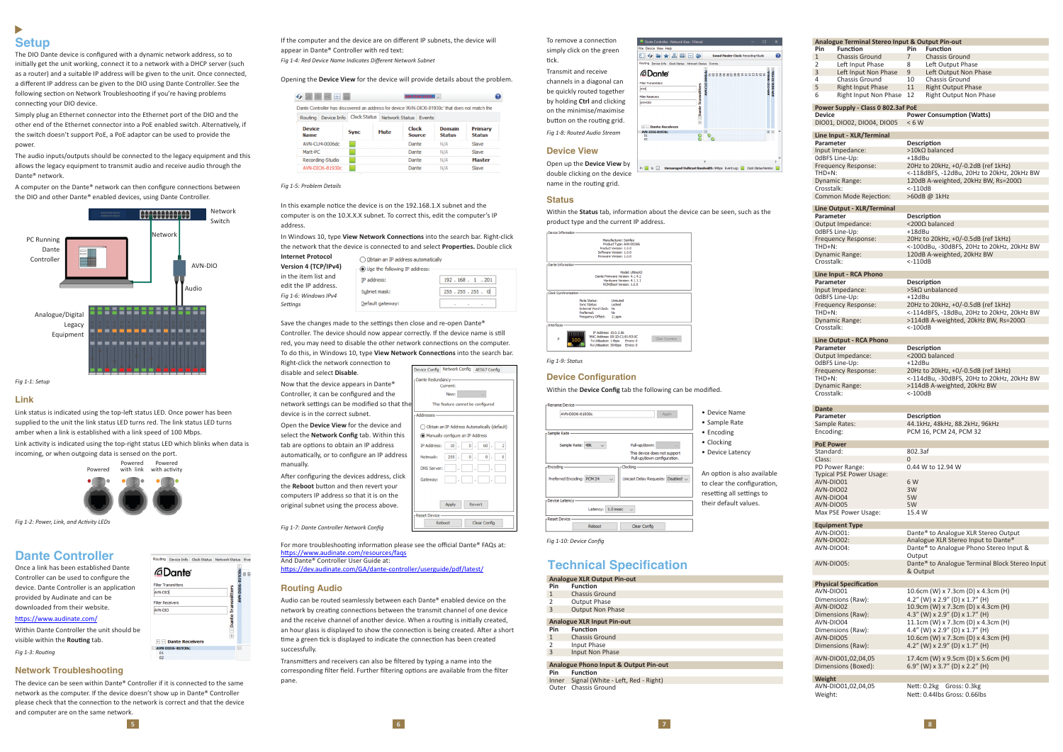# Setup

The DIO Dante device is configured with a dynamic network address, so to initially get the unit working, connect it to a network with a DHCP server (such as a router) and a suitable IP address will be given to the unit. Once connected, a different IP address can be given to the DIO using Dante Controller. See the following section on Network Troubleshooting if you're having problems connecting your DIO device.

Simply plug an Ethernet connector into the Ethernet port of the DIO and the other end of the Ethernet connector into a PoE enabled switch. Alternatively, if the switch doesn't support PoE, a PoE adaptor can be used to provide the power.

The audio inputs/outputs should be connected to the legacy equipment and this allows the legacy equipment to transmit audio and receive audio through the Dante® network.

A computer on the Dante® network can then configure connections between the DIO and other Dante® enabled devices, using Dante Controller.

Network Switch
Network
PC Running Dante Controller
AVN-DIO
Audio
Analogue/Digital Legacy Equipment

*Fig 1-1: Setup*

## Link

Link status is indicated using the top-left status LED. Once power has been supplied to the unit the link status LED turns red. The link status LED turns amber when a link is established with a link speed of 100 Mbps.

Link activity is indicated using the top-right status LED which blinks when data is incoming, or when outgoing data is sensed on the port.

Powered
Powered with link
Powered with activity

*Fig 1-2: Power, Link, and Activity LEDs*

## Dante Controller

Once a link has been established Dante Controller can be used to configure the device. Dante Controller is an application provided by Audinate and can be downloaded from their website.

https://www.audinate.com/

Within Dante Controller the unit should be visible within the **Routing** tab.

*Fig 1-3: Routing*

## Network Troubleshooting

The device can be seen within Dante® Controller if it is connected to the same network as the computer. If the device doesn't show up in Dante® Controller please check that the connection to the network is correct and that the device and computer are on the same network.

If the computer and the device are on different IP subnets, the device will appear in Dante® Controller with red text:

*Fig 1-4: Red Device Name Indicates Different Network Subnet*

Opening the **Device View** for the device will provide details about the problem.

*Fig 1-5: Problem Details*

In this example notice the device is on the 192.168.1.X subnet and the computer is on the 10.X.X.X subnet. To correct this, edit the computer's IP address.

In Windows 10, type **View Network Connections** into the search bar. Right-click the network that the device is connected to and select **Properties.** Double click **Internet Protocol Version 4 (TCP/IPv4)** in the item list and edit the IP address.

*Fig 1-6: Windows IPv4 Settings*

Save the changes made to the settings then close and re-open Dante® Controller. The device should now appear correctly. If the device name is still red, you may need to disable the other network connections on the computer. To do this, in Windows 10, type **View Network Connections** into the search bar. Right-click the network connection to disable and select **Disable**.

Now that the device appears in Dante® Controller, it can be configured and the network settings can be modified so that the device is in the correct subnet.

Open the **Device View** for the device and select the **Network Config** tab. Within this tab are options to obtain an IP address automatically, or to configure an IP address manually.

After configuring the devices address, click the **Reboot** button and then revert your computers IP address so that it is on the original subnet using the process above.

*Fig 1-7: Dante Controller Network Config*

For more troubleshooting information please see the official Dante® FAQs at:
https://www.audinate.com/resources/faqs
And Dante® Controller User Guide at:
https://dev.audinate.com/GA/dante-controller/userguide/pdf/latest/

## Routing Audio

Audio can be routed seamlessly between each Dante® enabled device on the network by creating connections between the transmit channel of one device and the receive channel of another device. When a routing is initially created, an hour glass is displayed to show the connection is being created. After a short time a green tick is displayed to indicate the connection has been created successfully.

Transmitters and receivers can also be filtered by typing a name into the corresponding filter field. Further filtering options are available from the filter pane.

To remove a connection simply click on the green tick.

Transmit and receive channels in a diagonal can be quickly routed together by holding **Ctrl** and clicking on the minimise/maximise button on the routing grid.

*Fig 1-8: Routed Audio Stream*

## Device View

Open up the **Device View** by double clicking on the device name in the routing grid.

## Status

Within the **Status** tab, information about the device can be seen, such as the product type and the current IP address.

*Fig 1-9: Status*

## Device Configuration

Within the **Device Config** tab the following can be modified.

- Device Name
- Sample Rate
- Encoding
- Clocking
- Device Latency

An option is also available to clear the configuration, resetting all settings to their default values.

*Fig 1-10: Device Config*

# Technical Specification

| Analogue XLR Output Pin-out | |
|---|---|
| **Pin** | **Function** |
| 1 | Chassis Ground |
| 2 | Output Phase |
| 3 | Output Non Phase |

| Analogue XLR Input Pin-out | |
|---|---|
| **Pin** | **Function** |
| 1 | Chassis Ground |
| 2 | Input Phase |
| 3 | Input Non Phase |

| Analogue Phono Input & Output Pin-out | |
|---|---|
| **Pin** | **Function** |
| Inner | Signal (White - Left, Red - Right) |
| Outer | Chassis Ground |

| Analogue Terminal Stereo Input & Output Pin-out | | | |
|---|---|---|---|
| **Pin** | **Function** | **Pin** | **Function** |
| 1 | Chassis Ground | 7 | Chassis Ground |
| 2 | Left Input Phase | 8 | Left Output Phase |
| 3 | Left Input Non Phase | 9 | Left Output Non Phase |
| 4 | Chassis Ground | 10 | Chassis Ground |
| 5 | Right Input Phase | 11 | Right Output Phase |
| 6 | Right Input Non Phase | 12 | Right Output Non Phase |

| Power Supply - Class 0 802.3af PoE | |
|---|---|
| **Device** | **Power Consumption (Watts)** |
| DIO01, DIO02, DIO04, DIO05 | < 6 W |

| Line Input - XLR/Terminal | |
|---|---|
| **Parameter** | **Description** |
| Input Impedance: | >10kΩ balanced |
| 0dBFS Line-Up: | +18dBu |
| Frequency Response: | 20Hz to 20kHz, +0/-0.2dB (ref 1kHz) |
| THD+N: | <-118dBFS, -12dBu, 20Hz to 20kHz, 20kHz BW |
| Dynamic Range: | 120dB A-weighted, 20kHz BW, Rs=200Ω |
| Crosstalk: | <-110dB |
| Common Mode Rejection: | >60dB @ 1kHz |

| Line Output - XLR/Terminal | |
|---|---|
| **Parameter** | **Description** |
| Output Impedance: | <200Ω balanced |
| 0dBFS Line-Up: | +18dBu |
| Frequency Response: | 20Hz to 20kHz, +0/-0.5dB (ref 1kHz) |
| THD+N: | <-100dBu, -30dBFS, 20Hz to 20kHz, 20kHz BW |
| Dynamic Range: | 120dB A-weighted, 20kHz BW |
| Crosstalk: | <-110dB |

| Line Input - RCA Phono | |
|---|---|
| **Parameter** | **Description** |
| Input Impedance: | >5kΩ unbalanced |
| 0dBFS Line-Up: | +12dBu |
| Frequency Response: | 20Hz to 20kHz, +0/-0.5dB (ref 1kHz) |
| THD+N: | <-114dBFS, -18dBu, 20Hz to 20kHz, 20kHz BW |
| Dynamic Range: | >114dB A-weighted, 20kHz BW, Rs=200Ω |
| Crosstalk: | <-100dB |

| Line Output - RCA Phono | |
|---|---|
| **Parameter** | **Description** |
| Output Impedance: | <200Ω balanced |
| 0dBFS Line-Up: | +12dBu |
| Frequency Response: | 20Hz to 20kHz, +0/-0.5dB (ref 1kHz) |
| THD+N: | <-114dBu, -30dBFS, 20Hz to 20kHz, 20kHz BW |
| Dynamic Range: | >114dB A-weighted, 20kHz BW |
| Crosstalk: | <-100dB |

| Dante | |
|---|---|
| **Parameter** | **Description** |
| Sample Rates: | 44.1kHz, 48kHz, 88.2kHz, 96kHz |
| Encoding: | PCM 16, PCM 24, PCM 32 |

| PoE Power | |
|---|---|
| Standard: | 802.3af |
| Class: | 0 |
| PD Power Range: | 0.44 W to 12.94 W |
| Typical PSE Power Usage: | |
| AVN-DIO01 | 6 W |
| AVN-DIO02 | 3W |
| AVN-DIO04 | 5W |
| AVN-DIO05 | 5W |
| Max PSE Power Usage: | 15.4 W |

| Equipment Type | |
|---|---|
| AVN-DIO01: | Dante® to Analogue XLR Stereo Output |
| AVN-DIO02: | Analogue XLR Stereo Input to Dante® |
| AVN-DIO04: | Dante® to Analogue Phono Stereo Input & Output |
| AVN-DIO05: | Dante® to Analogue Terminal Block Stereo Input & Output |

| Physical Specification | |
|---|---|
| AVN-DIO01 | 10.6cm (W) x 7.3cm (D) x 4.3cm (H) |
| Dimensions (Raw): | 4.2" (W) x 2.9" (D) x 1.7" (H) |
| AVN-DIO02 | 10.9cm (W) x 7.3cm (D) x 4.3cm (H) |
| Dimensions (Raw): | 4.3" (W) x 2.9" (D) x 1.7" (H) |
| AVN-DIO04 | 11.1cm (W) x 7.3cm (D) x 4.3cm (H) |
| Dimensions (Raw): | 4.4" (W) x 2.9" (D) x 1.7" (H) |
| AVN-DIO05 | 10.6cm (W) x 7.3cm (D) x 4.3cm (H) |
| Dimensions (Raw): | 4.2" (W) x 2.9" (D) x 1.7" (H) |
| AVN-DIO01,02,04,05 | 17.4cm (W) x 9.5cm (D) x 5.6cm (H) |
| Dimensions (Boxed): | 6.9" (W) x 3.7" (D) x 2.2" (H) |

| Weight | |
|---|---|
| AVN-DIO01,02,04,05 | Nett: 0.2kg Gross: 0.3kg |
| Weight: | Nett: 0.44lbs Gross: 0.66lbs |